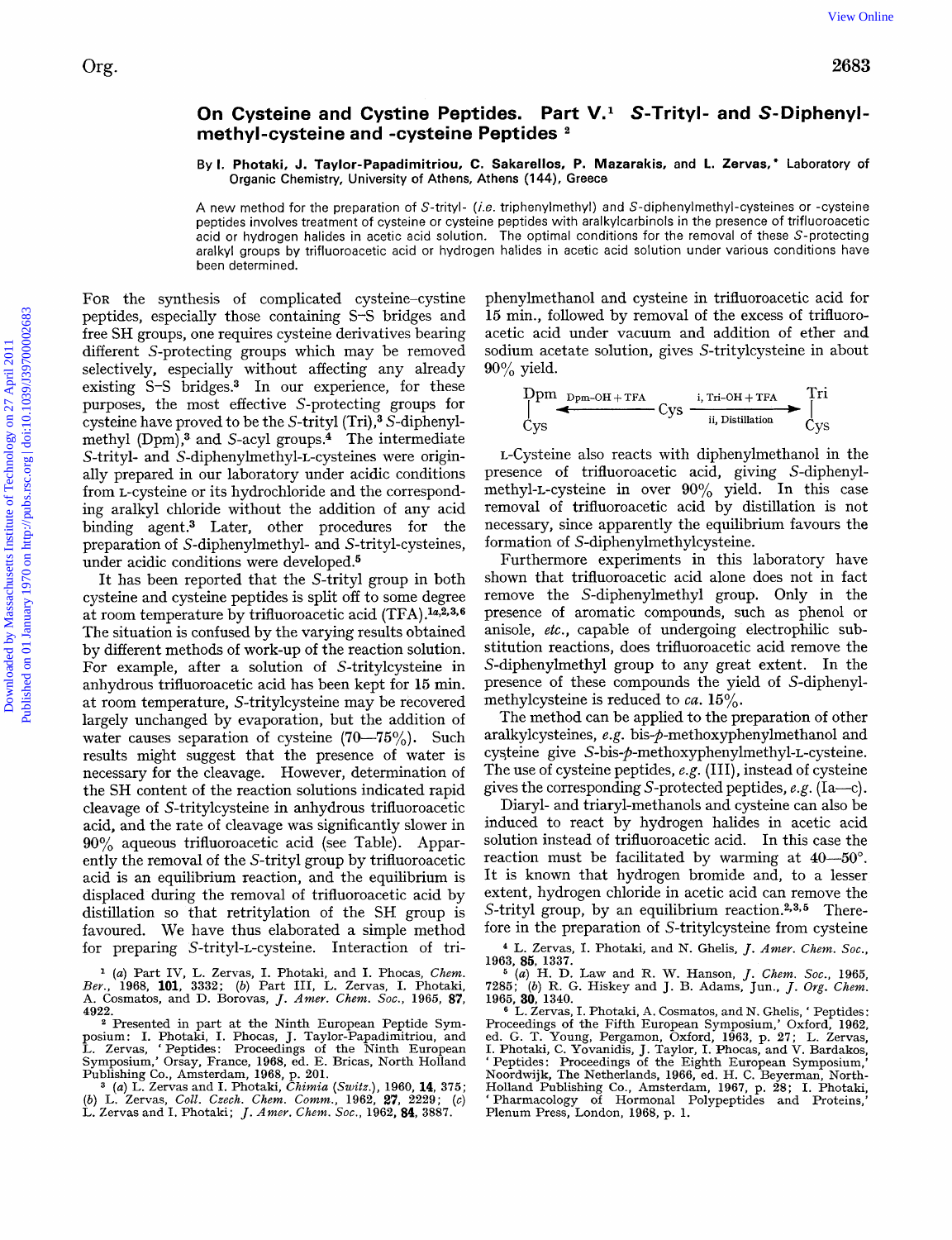# On Cysteine and Cystine Peptides. Part V.[1] *S*-Trityl- and *S*-Diphenylmethyl-cysteine and -cysteine Peptides [2]

By **I. Photaki, J. Taylor-Papadimitriou, C. Sakarellos, P. Mazarakis, and L. Zervas,*** Laboratory of Organic Chemistry, University of Athens, Athens (144), Greece

A new method for the preparation of *S*-trityl- (*i.e.* triphenylmethyl) and *S*-diphenylmethyl-cysteines or -cysteine peptides involves treatment of cysteine or cysteine peptides with aralkylcarbinols in the presence of trifluoroacetic acid or hydrogen halides in acetic acid solution. The optimal conditions for the removal of these *S*-protecting aralkyl groups by trifluoroacetic acid or hydrogen halides in acetic acid solution under various conditions have been determined.

FOR the synthesis of complicated cysteine–cystine peptides, especially those containing S–S bridges and free SH groups, one requires cysteine derivatives bearing different *S*-protecting groups which may be removed selectively, especially without affecting any already existing S–S bridges.[3] In our experience, for these purposes, the most effective *S*-protecting groups for cysteine have proved to be the *S*-trityl (Tri),[3] *S*-diphenylmethyl (Dpm),[3] and *S*-acyl groups.[4] The intermediate *S*-trityl- and *S*-diphenylmethyl-L-cysteines were originally prepared in our laboratory under acidic conditions from L-cysteine or its hydrochloride and the corresponding aralkyl chloride without the addition of any acid binding agent.[3] Later, other procedures for the preparation of *S*-diphenylmethyl- and *S*-trityl-cysteines, under acidic conditions were developed.[5]

It has been reported that the *S*-trityl group in both cysteine and cysteine peptides is split off to some degree at room temperature by trifluoroacetic acid (TFA).[1a,2,3,6] The situation is confused by the varying results obtained by different methods of work-up of the reaction solution. For example, after a solution of *S*-tritylcysteine in anhydrous trifluoroacetic acid has been kept for 15 min. at room temperature, *S*-tritylcysteine may be recovered largely unchanged by evaporation, but the addition of water causes separation of cysteine (70—75%). Such results might suggest that the presence of water is necessary for the cleavage. However, determination of the SH content of the reaction solutions indicated rapid cleavage of *S*-tritylcysteine in anhydrous trifluoroacetic acid, and the rate of cleavage was significantly slower in 90% aqueous trifluoroacetic acid (see Table). Apparently the removal of the *S*-trityl group by trifluoroacetic acid is an equilibrium reaction, and the equilibrium is displaced during the removal of trifluoroacetic acid by distillation so that retritylation of the SH group is favoured. We have thus elaborated a simple method for preparing *S*-trityl-L-cysteine. Interaction of triphenylmethanol and cysteine in trifluoroacetic acid for 15 min., followed by removal of the excess of trifluoroacetic acid under vacuum and addition of ether and sodium acetate solution, gives *S*-tritylcysteine in about 90% yield.

$$\underset{\text{Cys}}{\overset{\text{Dpm}}{|}} \xleftarrow{\text{Dpm-OH + TFA}} \text{Cys} \xrightarrow[\text{ii, Distillation}]{\text{i, Tri-OH + TFA}} \underset{\text{Cys}}{\overset{\text{Tri}}{|}}$$

L-Cysteine also reacts with diphenylmethanol in the presence of trifluoroacetic acid, giving *S*-diphenylmethyl-L-cysteine in over 90% yield. In this case removal of trifluoroacetic acid by distillation is not necessary, since apparently the equilibrium favours the formation of *S*-diphenylmethylcysteine.

Furthermore experiments in this laboratory have shown that trifluoroacetic acid alone does not in fact remove the *S*-diphenylmethyl group. Only in the presence of aromatic compounds, such as phenol or anisole, *etc.*, capable of undergoing electrophilic substitution reactions, does trifluoroacetic acid remove the *S*-diphenylmethyl group to any great extent. In the presence of these compounds the yield of *S*-diphenylmethylcysteine is reduced to *ca.* 15%.

The method can be applied to the preparation of other aralkylcysteines, *e.g.* bis-*p*-methoxyphenylmethanol and cysteine give *S*-bis-*p*-methoxyphenylmethyl-L-cysteine. The use of cysteine peptides, *e.g.* (III), instead of cysteine gives the corresponding *S*-protected peptides, *e.g.* (Ia—c).

Diaryl- and triaryl-methanols and cysteine can also be induced to react by hydrogen halides in acetic acid solution instead of trifluoroacetic acid. In this case the reaction must be facilitated by warming at 40—50°. It is known that hydrogen bromide and, to a lesser extent, hydrogen chloride in acetic acid can remove the *S*-trityl group, by an equilibrium reaction.[2,3,5] Therefore in the preparation of *S*-tritylcysteine from cysteine

---

[1] (*a*) Part IV, L. Zervas, I. Photaki, and I. Phocas, *Chem. Ber.*, 1968, **101**, 3332; (*b*) Part III, L. Zervas, I. Photaki, A. Cosmatos, and D. Borovas, *J. Amer. Chem. Soc.*, 1965, **87**, 4922.

[2] Presented in part at the Ninth European Peptide Symposium: I. Photaki, I. Phocas, J. Taylor-Papadimitriou, and L. Zervas, 'Peptides: Proceedings of the Ninth European Symposium,' Orsay, France, 1968, ed. E. Bricas, North Holland Publishing Co., Amsterdam, 1968, p. 201.

[3] (*a*) L. Zervas and I. Photaki, *Chimia* (*Switz.*), 1960, **14**, 375; (*b*) L. Zervas, *Coll. Czech. Chem. Comm.*, 1962, **27**, 2229; (*c*) L. Zervas and I. Photaki; *J. Amer. Chem. Soc.*, 1962, **84**, 3887.

[4] L. Zervas, I. Photaki, and N. Ghelis, *J. Amer. Chem. Soc.*, 1963, **85**, 1337.

[5] (*a*) H. D. Law and R. W. Hanson, *J. Chem. Soc.*, 1965, 7285; (*b*) R. G. Hiskey and J. B. Adams, Jun., *J. Org. Chem.* 1965, **30**, 1340.

[6] L. Zervas, I. Photaki, A. Cosmatos, and N. Ghelis, 'Peptides: Proceedings of the Fifth European Symposium,' Oxford, 1962, ed. G. T. Young, Pergamon, Oxford, 1963, p. 27; L. Zervas, I. Photaki, C. Yovanidis, J. Taylor, I. Phocas, and V. Bardakos, 'Peptides: Proceedings of the Eighth European Symposium,' Noordwijk, The Netherlands, 1966, ed. H. C. Beyerman, North-Holland Publishing Co., Amsterdam, 1967, p. 28; I. Photaki, 'Pharmacology of Hormonal Polypeptides and Proteins,' Plenum Press, London, 1968, p. 1.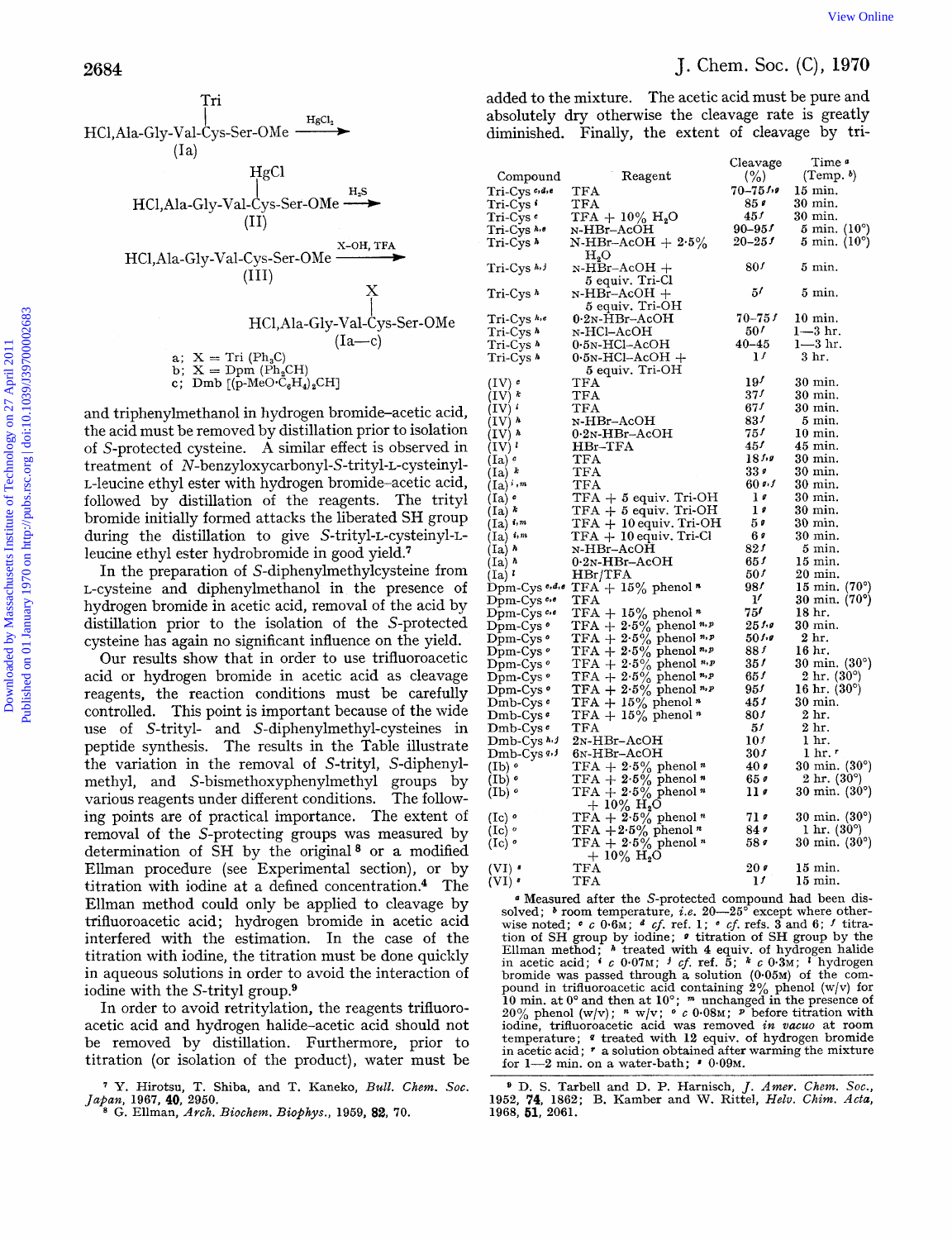$$\underset{\text{(Ia)}}{\text{HCl,Ala-Gly-Val-}\overset{\text{Tri}}{\overset{|}{\text{Cys}}}\text{-Ser-OMe}} \xrightarrow{HgCl_2}$$

$$\underset{\text{(II)}}{\text{HCl,Ala-Gly-Val-}\overset{\text{HgCl}}{\overset{|}{\text{Cys}}}\text{-Ser-OMe}} \xrightarrow{H_2S}$$

$$\underset{\text{(III)}}{\text{HCl,Ala-Gly-Val-Cys-Ser-OMe}} \xrightarrow{\text{X-OH, TFA}}$$

$$\underset{\text{(Ia—c)}}{\text{HCl,Ala-Gly-Val-}\overset{\text{X}}{\overset{|}{\text{Cys}}}\text{-Ser-OMe}}$$

a; X = Tri ($Ph_3C$)
b; X = Dpm ($Ph_2CH$)
c; Dmb [$(p\text{-MeO}\cdot C_6H_4)_2CH$]

and triphenylmethanol in hydrogen bromide–acetic acid, the acid must be removed by distillation prior to isolation of *S*-protected cysteine. A similar effect is observed in treatment of *N*-benzyloxycarbonyl-*S*-trityl-L-cysteinyl-L-leucine ethyl ester with hydrogen bromide–acetic acid, followed by distillation of the reagents. The trityl bromide initially formed attacks the liberated SH group during the distillation to give *S*-trityl-L-cysteinyl-L-leucine ethyl ester hydrobromide in good yield.[7]

In the preparation of *S*-diphenylmethylcysteine from L-cysteine and diphenylmethanol in the presence of hydrogen bromide in acetic acid, removal of the acid by distillation prior to the isolation of the *S*-protected cysteine has again no significant influence on the yield.

Our results show that in order to use trifluoroacetic acid or hydrogen bromide in acetic acid as cleavage reagents, the reaction conditions must be carefully controlled. This point is important because of the wide use of *S*-trityl- and *S*-diphenylmethyl-cysteines in peptide synthesis. The results in the Table illustrate the variation in the removal of *S*-trityl, *S*-diphenylmethyl, and *S*-bismethoxyphenylmethyl groups by various reagents under different conditions. The following points are of practical importance. The extent of removal of the *S*-protecting groups was measured by determination of SH by the original[8] or a modified Ellman procedure (see Experimental section), or by titration with iodine at a defined concentration.[4] The Ellman method could only be applied to cleavage by trifluoroacetic acid; hydrogen bromide in acetic acid interfered with the estimation. In the case of the titration with iodine, the titration must be done quickly in aqueous solutions in order to avoid the interaction of iodine with the *S*-trityl group.[9]

In order to avoid retritylation, the reagents trifluoroacetic acid and hydrogen halide–acetic acid should not be removed by distillation. Furthermore, prior to titration (or isolation of the product), water must be added to the mixture. The acetic acid must be pure and absolutely dry otherwise the cleavage rate is greatly diminished. Finally, the extent of cleavage by tri-

| Compound | Reagent | Cleavage (%) | Time [a] (Temp. [b]) |
|---|---|---|---|
| Tri-Cys [c,d,e] | TFA | 70–75 [f,g] | 15 min. |
| Tri-Cys [i] | TFA | 85 [g] | 30 min. |
| Tri-Cys [c] | TFA + 10% $H_2O$ | 45 [f] | 30 min. |
| Tri-Cys [h,e] | N-HBr–AcOH | 90–95 [f] | 5 min. (10°) |
| Tri-Cys [h] | N-HBr–AcOH + 2·5% $H_2O$ | 20–25 [f] | 5 min. (10°) |
| Tri-Cys [h,j] | N-HBr–AcOH + 5 equiv. Tri-Cl | 80 [f] | 5 min. |
| Tri-Cys [h] | N-HBr–AcOH + 5 equiv. Tri-OH | 5 [f] | 5 min. |
| Tri-Cys [h,e] | 0·2N-HBr–AcOH | 70–75 [f] | 10 min. |
| Tri-Cys [h] | N-HCl–AcOH | 50 [f] | 1—3 hr. |
| Tri-Cys [h] | 0·5N-HCl–AcOH | 40–45 | 1—3 hr. |
| Tri-Cys [h] | 0·5N-HCl–AcOH + 5 equiv. Tri-OH | 1 [f] | 3 hr. |
| (IV) [c] | TFA | 19 [f] | 30 min. |
| (IV) [k] | TFA | 37 [f] | 30 min. |
| (IV) [i] | TFA | 67 [f] | 30 min. |
| (IV) [h] | N-HBr–AcOH | 83 [f] | 5 min. |
| (IV) [h] | 0·2N-HBr–AcOH | 75 [f] | 10 min. |
| (IV) [l] | HBr–TFA | 45 [f] | 45 min. |
| (Ia) [c] | TFA | 18 [f,g] | 30 min. |
| (Ia) [k] | TFA | 33 [g] | 30 min. |
| (Ia) [i,m] | TFA | 60 [g,f] | 30 min. |
| (Ia) [c] | TFA + 5 equiv. Tri-OH | 1 [g] | 30 min. |
| (Ia) [k] | TFA + 5 equiv. Tri-OH | 1 [g] | 30 min. |
| (Ia) [i,m] | TFA + 10 equiv. Tri-OH | 5 [g] | 30 min. |
| (Ia) [i,m] | TFA + 10 equiv. Tri-Cl | 6 [g] | 30 min. |
| (Ia) [h] | N-HBr–AcOH | 82 [f] | 5 min. |
| (Ia) [h] | 0·2N-HBr–AcOH | 65 [f] | 15 min. |
| (Ia) [l] | HBr/TFA | 50 [f] | 20 min. |
| Dpm-Cys [c,d,e] | TFA + 15% phenol [n] | 98 [f] | 15 min. (70°) |
| Dpm-Cys [c,e] | TFA | 1 [f] | 30 min. (70°) |
| Dpm-Cys [c,e] | TFA + 15% phenol [n] | 75 [f] | 18 hr. |
| Dpm-Cys [o] | TFA + 2·5% phenol [n,p] | 25 [f,g] | 30 min. |
| Dpm-Cys [o] | TFA + 2·5% phenol [n,p] | 50 [f,g] | 2 hr. |
| Dpm-Cys [o] | TFA + 2·5% phenol [n,p] | 88 [f] | 16 hr. |
| Dpm-Cys [o] | TFA + 2·5% phenol [n,p] | 35 [f] | 30 min. (30°) |
| Dpm-Cys [o] | TFA + 2·5% phenol [n,p] | 65 [f] | 2 hr. (30°) |
| Dpm-Cys [o] | TFA + 2·5% phenol [n,p] | 95 [f] | 16 hr. (30°) |
| Dmb-Cys [c] | TFA + 15% phenol [n] | 45 [f] | 30 min. |
| Dmb-Cys [c] | TFA + 15% phenol [n] | 80 [f] | 2 hr. |
| Dmb-Cys [c] | TFA | 5 [f] | 2 hr. |
| Dmb-Cys [h,j] | 2N-HBr–AcOH | 10 [f] | 1 hr. |
| Dmb-Cys [q,j] | 6N-HBr–AcOH | 30 [f] | 1 hr. [r] |
| (Ib) [o] | TFA + 2·5% phenol [n] | 40 [g] | 30 min. (30°) |
| (Ib) [o] | TFA + 2·5% phenol [n] | 65 [g] | 2 hr. (30°) |
| (Ib) [o] | TFA + 2·5% phenol [n] + 10% $H_2O$ | 11 [g] | 30 min. (30°) |
| (Ic) [o] | TFA + 2·5% phenol [n] | 71 [g] | 30 min. (30°) |
| (Ic) [o] | TFA + 2·5% phenol [n] | 84 [g] | 1 hr. (30°) |
| (Ic) [o] | TFA + 2·5% phenol [n] + 10% $H_2O$ | 58 [g] | 30 min. (30°) |
| (VI) [s] | TFA | 20 [g] | 15 min. |
| (VI) [s] | TFA | 1 [f] | 15 min. |

[a] Measured after the *S*-protected compound had been dissolved; [b] room temperature, *i.e.* 20—25° except where otherwise noted; [c] *c* 0·6M; [d] *cf.* ref. 1; [e] *cf.* refs. 3 and 6; [f] titration of SH group by iodine; [g] titration of SH group by the Ellman method; [h] treated with 4 equiv. of hydrogen halide in acetic acid; [i] *c* 0·07M; [j] *cf.* ref. 5; [k] *c* 0·3M; [l] hydrogen bromide was passed through a solution (0·05M) of the compound in trifluoroacetic acid containing 2% phenol (w/v) for 10 min. at 0° and then at 10°; [m] unchanged in the presence of 20% phenol (w/v); [n] w/v; [o] *c* 0·08M; [p] before titration with iodine, trifluoroacetic acid was removed *in vacuo* at room temperature; [q] treated with 12 equiv. of hydrogen bromide in acetic acid; [r] a solution obtained after warming the mixture for 1—2 min. on a water-bath; [s] 0·09M.

[7] Y. Hirotsu, T. Shiba, and T. Kaneko, *Bull. Chem. Soc. Japan*, 1967, **40**, 2950.

[8] G. Ellman, *Arch. Biochem. Biophys.*, 1959, **82**, 70.

[9] D. S. Tarbell and D. P. Harnisch, *J. Amer. Chem. Soc.*, 1952, **74**, 1862; B. Kamber and W. Rittel, *Helv. Chim. Acta*, 1968, **51**, 2061.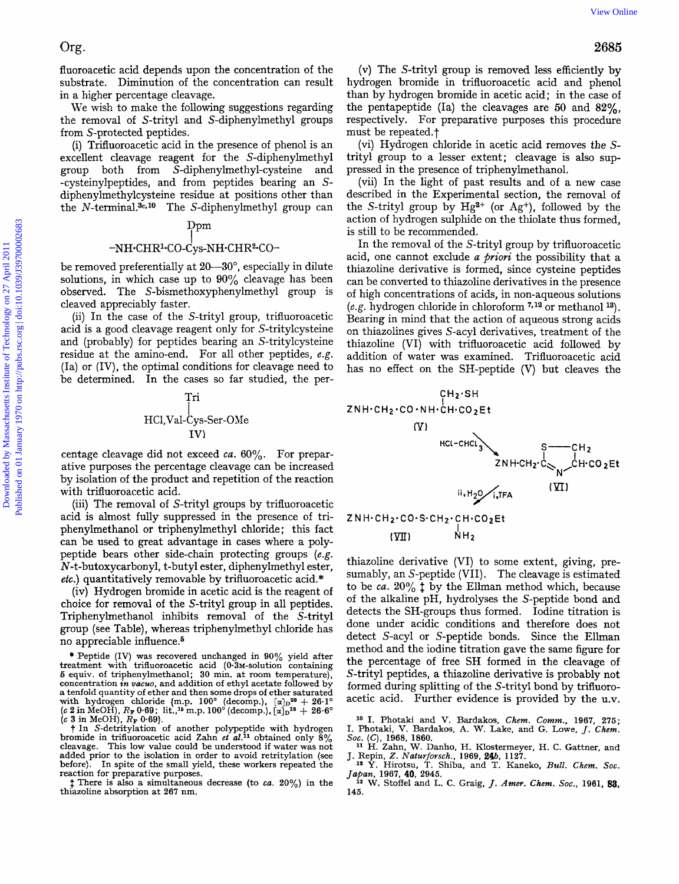fluoroacetic acid depends upon the concentration of the substrate. Diminution of the concentration can result in a higher percentage cleavage.

We wish to make the following suggestions regarding the removal of *S*-trityl and *S*-diphenylmethyl groups from *S*-protected peptides.

(i) Trifluoroacetic acid in the presence of phenol is an excellent cleavage reagent for the *S*-diphenylmethyl group both from *S*-diphenylmethyl-cysteine and -cysteinylpeptides, and from peptides bearing an *S*-diphenylmethylcysteine residue at positions other than the *N*-terminal.[3c,10] The *S*-diphenylmethyl group can

$$\text{–NH·CHR}^1\text{·CO–}\overset{\text{Dpm}}{\overset{|}{\text{Cys}}}\text{–NH·CHR}^2\text{·CO–}$$

be removed preferentially at 20—30°, especially in dilute solutions, in which case up to 90% cleavage has been observed. The *S*-bismethoxyphenylmethyl group is cleaved appreciably faster.

(ii) In the case of the *S*-trityl group, trifluoroacetic acid is a good cleavage reagent only for *S*-tritylcysteine and (probably) for peptides bearing an *S*-tritylcysteine residue at the amino-end. For all other peptides, *e.g.* (Ia) or (IV), the optimal conditions for cleavage need to be determined. In the cases so far studied, the per-

$$\text{HCl,Val–}\overset{\text{Tri}}{\overset{|}{\text{Cys}}}\text{–Ser–OMe}$$
(IV)

centage cleavage did not exceed *ca.* 60%. For preparative purposes the percentage cleavage can be increased by isolation of the product and repetition of the reaction with trifluoroacetic acid.

(iii) The removal of *S*-trityl groups by trifluoroacetic acid is almost fully suppressed in the presence of triphenylmethanol or triphenylmethyl chloride; this fact can be used to great advantage in cases where a polypeptide bears other side-chain protecting groups (*e.g.* *N*-t-butoxycarbonyl, t-butyl ester, diphenylmethyl ester, *etc.*) quantitatively removable by trifluoroacetic acid.*

(iv) Hydrogen bromide in acetic acid is the reagent of choice for removal of the *S*-trityl group in all peptides. Triphenylmethanol inhibits removal of the *S*-trityl group (see Table), whereas triphenylmethyl chloride has no appreciable influence.[5]

(v) The *S*-trityl group is removed less efficiently by hydrogen bromide in trifluoroacetic acid and phenol than by hydrogen bromide in acetic acid; in the case of the pentapeptide (Ia) the cleavages are 50 and 82%, respectively. For preparative purposes this procedure must be repeated.†

(vi) Hydrogen chloride in acetic acid removes the *S*-trityl group to a lesser extent; cleavage is also suppressed in the presence of triphenylmethanol.

(vii) In the light of past results and of a new case described in the Experimental section, the removal of the *S*-trityl group by $Hg^{2+}$ (or $Ag^{+}$), followed by the action of hydrogen sulphide on the thiolate thus formed, is still to be recommended.

In the removal of the *S*-trityl group by trifluoroacetic acid, one cannot exclude *a priori* the possibility that a thiazoline derivative is formed, since cysteine peptides can be converted to thiazoline derivatives in the presence of high concentrations of acids, in non-aqueous solutions (*e.g.* hydrogen chloride in chloroform [7,12] or methanol [13]). Bearing in mind that the action of aqueous strong acids on thiazolines gives *S*-acyl derivatives, treatment of the thiazoline (VI) with trifluoroacetic acid followed by addition of water was examined. Trifluoroacetic acid has no effect on the SH-peptide (V) but cleaves the

$$\text{ZNH·CH}_2\text{·CO·NH·}\overset{\text{CH}_2\text{·SH}}{\overset{|}{\text{CH}}}\text{·CO}_2\text{Et}$$
(V)

↓ HCl–$CHCl_3$

ZNH·$CH_2$·C(=N–CH(CO$_2$Et)–$CH_2$–S–) [thiazoline ring]
(VI)

↓ i, TFA; ii, $H_2O$

$$\text{ZNH·CH}_2\text{·CO·S·CH}_2\text{·}\underset{\text{NH}_2}{\underset{|}{\text{CH}}}\text{·CO}_2\text{Et}$$
(VII)

thiazoline derivative (VI) to some extent, giving, presumably, an *S*-peptide (VII). The cleavage is estimated to be *ca.* 20% ‡ by the Ellman method which, because of the alkaline pH, hydrolyses the *S*-peptide bond and detects the SH-groups thus formed. Iodine titration is done under acidic conditions and therefore does not detect *S*-acyl or *S*-peptide bonds. Since the Ellman method and the iodine titration gave the same figure for the percentage of free SH formed in the cleavage of *S*-trityl peptides, a thiazoline derivative is probably not formed during splitting of the *S*-trityl bond by trifluoroacetic acid. Further evidence is provided by the u.v.

\* Peptide (IV) was recovered unchanged in 90% yield after treatment with trifluoroacetic acid (0·3M-solution containing 5 equiv. of triphenylmethanol; 30 min. at room temperature), concentration *in vacuo*, and addition of ethyl acetate followed by a tenfold quantity of ether and then some drops of ether saturated with hydrogen chloride {m.p. 100° (decomp.), $[\alpha]_D^{20}$ + 26·1° (*c* 2 in MeOH), $R_F$ 0·69; lit.,[15] m.p. 100° (decomp.), $[\alpha]_D^{18}$ + 26·6° (*c* 3 in MeOH), $R_F$ 0·69}.

† In *S*-detritylation of another polypeptide with hydrogen bromide in trifluoroacetic acid Zahn *et al.*[11] obtained only 8% cleavage. This low value could be understood if water was not added prior to the isolation in order to avoid retritylation (see before). In spite of the small yield, these workers repeated the reaction for preparative purposes.

‡ There is also a simultaneous decrease (to *ca.* 20%) in the thiazoline absorption at 267 nm.

[10] I. Photaki and V. Bardakos, *Chem. Comm.*, 1967, 275; I. Photaki, V. Bardakos, A. W. Lake, and G. Lowe, *J. Chem. Soc.* (*C*), 1968, 1860.

[11] H. Zahn, W. Danho, H. Klostermeyer, H. C. Gattner, and J. Repin, *Z. Naturforsch.*, 1969, **24b**, 1127.

[12] Y. Hirotsu, T. Shiba, and T. Kaneko, *Bull. Chem. Soc. Japan*, 1967, **40**, 2945.

[13] W. Stoffel and L. C. Graig, *J. Amer. Chem. Soc.*, 1961, **83**, 145.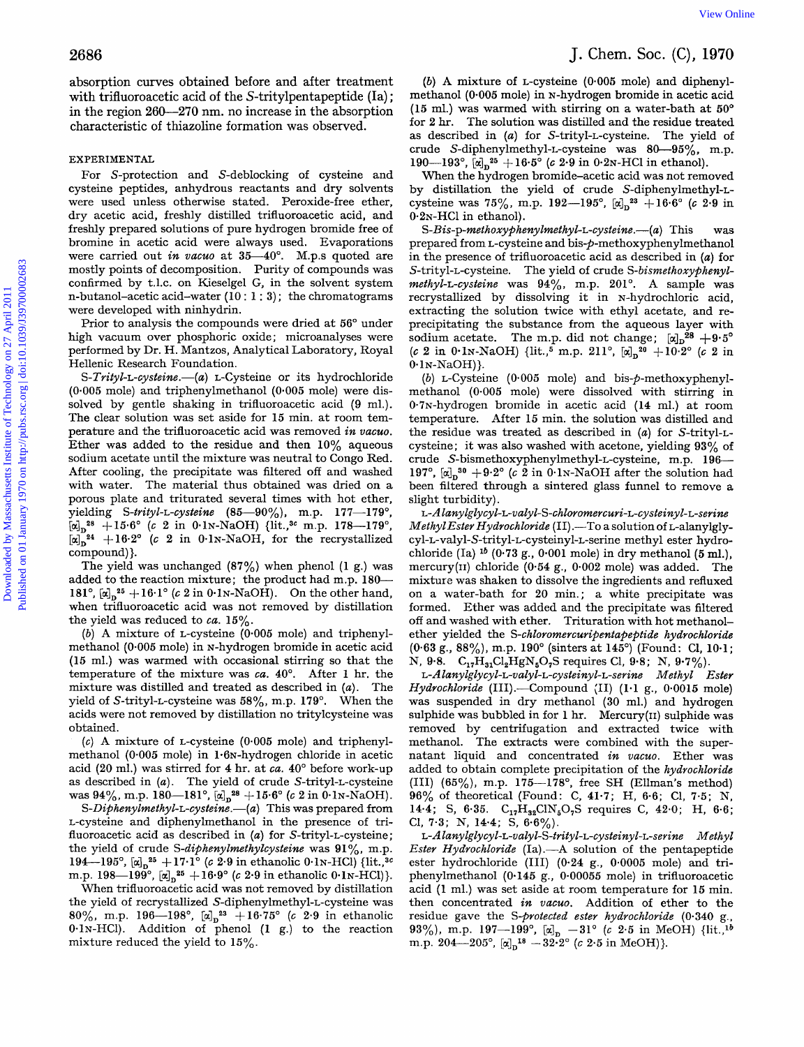absorption curves obtained before and after treatment with trifluoroacetic acid of the S-tritylpentapeptide (Ia); in the region 260—270 nm. no increase in the absorption characteristic of thiazoline formation was observed.

## EXPERIMENTAL

For S-protection and S-deblocking of cysteine and cysteine peptides, anhydrous reactants and dry solvents were used unless otherwise stated. Peroxide-free ether, dry acetic acid, freshly distilled trifluoroacetic acid, and freshly prepared solutions of pure hydrogen bromide free of bromine in acetic acid were always used. Evaporations were carried out *in vacuo* at 35—40°. M.p.s quoted are mostly points of decomposition. Purity of compounds was confirmed by t.l.c. on Kieselgel G, in the solvent system n-butanol–acetic acid–water (10 : 1 : 3); the chromatograms were developed with ninhydrin.

Prior to analysis the compounds were dried at 56° under high vacuum over phosphoric oxide; microanalyses were performed by Dr. H. Mantzos, Analytical Laboratory, Royal Hellenic Research Foundation.

*S-Trityl-L-cysteine*.—(*a*) L-Cysteine or its hydrochloride (0·005 mole) and triphenylmethanol (0·005 mole) were dissolved by gentle shaking in trifluoroacetic acid (9 ml.). The clear solution was set aside for 15 min. at room temperature and the trifluoroacetic acid was removed *in vacuo*. Ether was added to the residue and then 10% aqueous sodium acetate until the mixture was neutral to Congo Red. After cooling, the precipitate was filtered off and washed with water. The material thus obtained was dried on a porous plate and triturated several times with hot ether, yielding *S-trityl-L-cysteine* (85—90%), m.p. 177—179°, $[\alpha]_D^{28}$ +15·6° (*c* 2 in 0·1N-NaOH) {lit.,[3c] m.p. 178—179°, $[\alpha]_D^{24}$ +16·2° (*c* 2 in 0·1N-NaOH, for the recrystallized compound)}.

The yield was unchanged (87%) when phenol (1 g.) was added to the reaction mixture; the product had m.p. 180—181°, $[\alpha]_D^{25}$ +16·1° (*c* 2 in 0·1N-NaOH). On the other hand, when trifluoroacetic acid was not removed by distillation the yield was reduced to *ca.* 15%.

(*b*) A mixture of L-cysteine (0·005 mole) and triphenylmethanol (0·005 mole) in N-hydrogen bromide in acetic acid (15 ml.) was warmed with occasional stirring so that the temperature of the mixture was *ca.* 40°. After 1 hr. the mixture was distilled and treated as described in (*a*). The yield of S-trityl-L-cysteine was 58%, m.p. 179°. When the acids were not removed by distillation no tritylcysteine was obtained.

(*c*) A mixture of L-cysteine (0·005 mole) and triphenylmethanol (0·005 mole) in 1·6N-hydrogen chloride in acetic acid (20 ml.) was stirred for 4 hr. at *ca.* 40° before work-up as described in (*a*). The yield of crude S-trityl-L-cysteine was 94%, m.p. 180—181°, $[\alpha]_D^{28}$ +15·6° (*c* 2 in 0·1N-NaOH).

*S-Diphenylmethyl-L-cysteine*.—(*a*) This was prepared from L-cysteine and diphenylmethanol in the presence of trifluoroacetic acid as described in (*a*) for S-trityl-L-cysteine; the yield of crude *S-diphenylmethylcysteine* was 91%, m.p. 194—195°, $[\alpha]_D^{25}$ +17·1° (*c* 2·9 in ethanolic 0·1N-HCl) {lit.,[3c] m.p. 198—199°, $[\alpha]_D^{25}$ +16·9° (*c* 2·9 in ethanolic 0·1N-HCl)}.

When trifluoroacetic acid was not removed by distillation the yield of recrystallized S-diphenylmethyl-L-cysteine was 80%, m.p. 196—198°, $[\alpha]_D^{23}$ +16·75° (*c* 2·9 in ethanolic 0·1N-HCl). Addition of phenol (1 g.) to the reaction mixture reduced the yield to 15%.

(*b*) A mixture of L-cysteine (0·005 mole) and diphenylmethanol (0·005 mole) in N-hydrogen bromide in acetic acid (15 ml.) was warmed with stirring on a water-bath at 50° for 2 hr. The solution was distilled and the residue treated as described in (*a*) for S-trityl-L-cysteine. The yield of crude S-diphenylmethyl-L-cysteine was 80—95%, m.p. 190—193°, $[\alpha]_D^{25}$ +16·5° (*c* 2·9 in 0·2N-HCl in ethanol).

When the hydrogen bromide–acetic acid was not removed by distillation the yield of crude S-diphenylmethyl-L-cysteine was 75%, m.p. 192—195°, $[\alpha]_D^{23}$ +16·6° (*c* 2·9 in 0·2N-HCl in ethanol).

*S-Bis-p-methoxyphenylmethyl-L-cysteine*.—(*a*) This was prepared from L-cysteine and bis-*p*-methoxyphenylmethanol in the presence of trifluoroacetic acid as described in (*a*) for S-trityl-L-cysteine. The yield of crude *S-bismethoxyphenylmethyl-L-cysteine* was 94%, m.p. 201°. A sample was recrystallized by dissolving it in N-hydrochloric acid, extracting the solution twice with ethyl acetate, and reprecipitating the substance from the aqueous layer with sodium acetate. The m.p. did not change; $[\alpha]_D^{28}$ +9·5° (*c* 2 in 0·1N-NaOH) {lit.,[5] m.p. 211°, $[\alpha]_D^{20}$ +10·2° (*c* 2 in 0·1N-NaOH)}.

(*b*) L-Cysteine (0·005 mole) and bis-*p*-methoxyphenylmethanol (0·005 mole) were dissolved with stirring in 0·7N-hydrogen bromide in acetic acid (14 ml.) at room temperature. After 15 min. the solution was distilled and the residue was treated as described in (*a*) for S-trityl-L-cysteine; it was also washed with acetone, yielding 93% of crude S-bismethoxyphenylmethyl-L-cysteine, m.p. 196—197°, $[\alpha]_D^{30}$ +9·2° (*c* 2 in 0·1N-NaOH after the solution had been filtered through a sintered glass funnel to remove a slight turbidity).

*L-Alanylglycyl-L-valyl-S-chloromercuri-L-cysteinyl-L-serine Methyl Ester Hydrochloride* (II).—To a solution of L-alanylglycyl-L-valyl-S-trityl-L-cysteinyl-L-serine methyl ester hydrochloride (Ia) (0·73 g., 0·001 mole) in dry methanol (5 ml.), mercury(II) chloride (0·54 g., 0·002 mole) was added. The mixture was shaken to dissolve the ingredients and refluxed on a water-bath for 20 min.; a white precipitate was formed. Ether was added and the precipitate was filtered off and washed with ether. Trituration with hot methanol–ether yielded the *S-chloromercuripentapeptide hydrochloride* (0·63 g., 88%), m.p. 190° (sinters at 145°) (Found: Cl, 10·1; N, 9·8. $C_{17}H_{31}Cl_2HgN_5O_7S$ requires Cl, 9·8; N, 9·7%).

*L-Alanylglycyl-L-valyl-L-cysteinyl-L-serine Methyl Ester Hydrochloride* (III).—Compound (II) (1·1 g., 0·0015 mole) was suspended in dry methanol (30 ml.) and hydrogen sulphide was bubbled in for 1 hr. Mercury(II) sulphide was removed by centrifugation and extracted twice with methanol. The extracts were combined with the supernatant liquid and concentrated *in vacuo*. Ether was added to obtain complete precipitation of the *hydrochloride* (III) (65%), m.p. 175—178°, free SH (Ellman's method) 96% of theoretical (Found: C, 41·7; H, 6·6; Cl, 7·5; N, 14·4; S, 6·35. $C_{17}H_{32}ClN_5O_7S$ requires C, 42·0; H, 6·6; Cl, 7·3; N, 14·4; S, 6·6%).

*L-Alanylglycyl-L-valyl-S-trityl-L-cysteinyl-L-serine Methyl Ester Hydrochloride* (Ia).—A solution of the pentapeptide ester hydrochloride (III) (0·24 g., 0·0005 mole) and triphenylmethanol (0·145 g., 0·00055 mole) in trifluoroacetic acid (1 ml.) was set aside at room temperature for 15 min. then concentrated *in vacuo*. Addition of ether to the residue gave the *S-protected ester hydrochloride* (0·340 g., 93%), m.p. 197—199°, $[\alpha]_D$ −31° (*c* 2·5 in MeOH) {lit.,[1b] m.p. 204—205°, $[\alpha]_D^{18}$ −32·2° (*c* 2·5 in MeOH)}.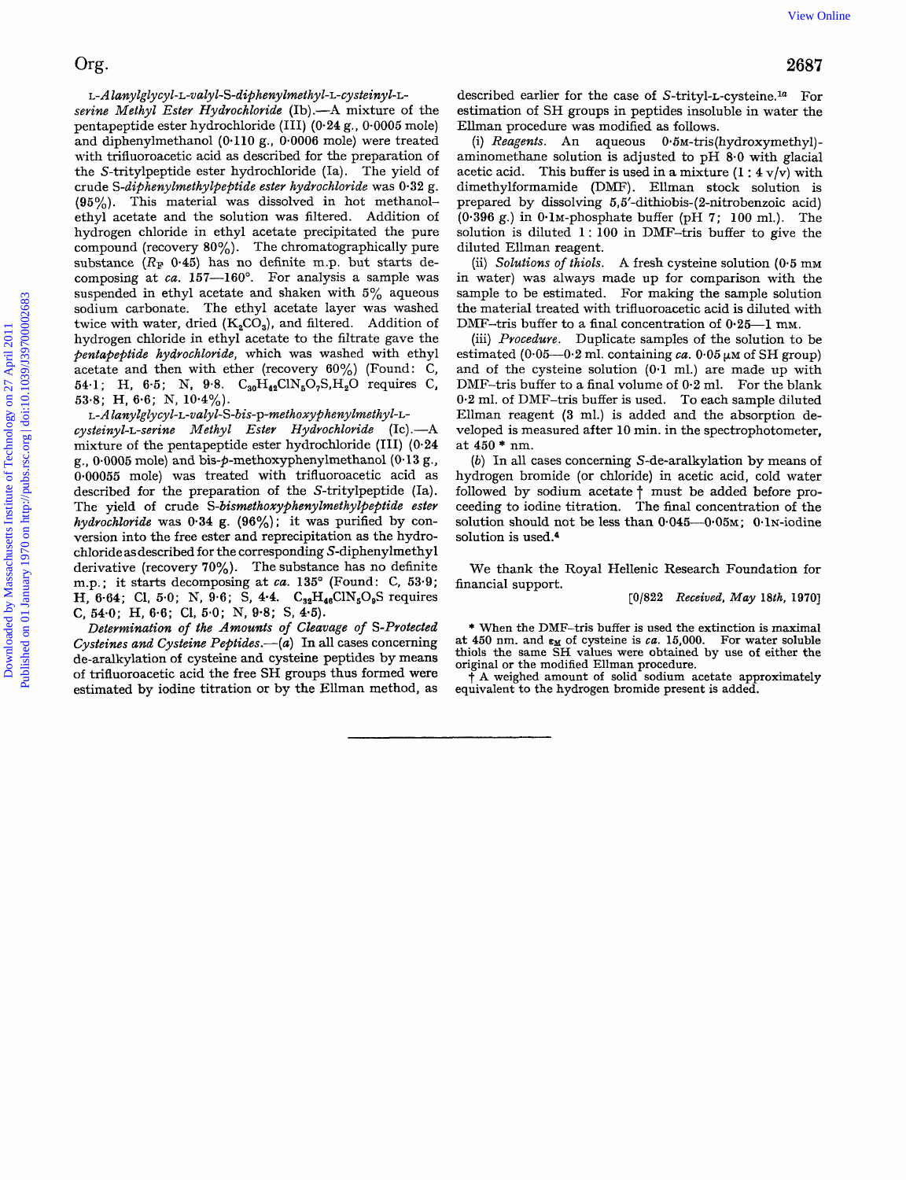*L-Alanylglycyl-L-valyl-S-diphenylmethyl-L-cysteinyl-L-serine Methyl Ester Hydrochloride* (Ib).—A mixture of the pentapeptide ester hydrochloride (III) (0·24 g., 0·0005 mole) and diphenylmethanol (0·110 g., 0·0006 mole) were treated with trifluoroacetic acid as described for the preparation of the *S*-tritylpeptide ester hydrochloride (Ia). The yield of crude *S-diphenylmethylpeptide ester hydrochloride* was 0·32 g. (95%). This material was dissolved in hot methanol–ethyl acetate and the solution was filtered. Addition of hydrogen chloride in ethyl acetate precipitated the pure compound (recovery 80%). The chromatographically pure substance ($R_F$ 0·45) has no definite m.p. but starts decomposing at *ca.* 157—160°. For analysis a sample was suspended in ethyl acetate and shaken with 5% aqueous sodium carbonate. The ethyl acetate layer was washed twice with water, dried ($K_2CO_3$), and filtered. Addition of hydrogen chloride in ethyl acetate to the filtrate gave the *pentapeptide hydrochloride*, which was washed with ethyl acetate and then with ether (recovery 60%) (Found: C, 54·1; H, 6·5; N, 9·8. $C_{30}H_{42}ClN_5O_7S,H_2O$ requires C, 53·8; H, 6·6; N, 10·4%).

*L-Alanylglycyl-L-valyl-S-bis-p-methoxyphenylmethyl-L-cysteinyl-L-serine Methyl Ester Hydrochloride* (Ic).—A mixture of the pentapeptide ester hydrochloride (III) (0·24 g., 0·0005 mole) and bis-*p*-methoxyphenylmethanol (0·13 g., 0·00055 mole) was treated with trifluoroacetic acid as described for the preparation of the *S*-tritylpeptide (Ia). The yield of crude *S-bismethoxyphenylmethylpeptide ester hydrochloride* was 0·34 g. (96%); it was purified by conversion into the free ester and reprecipitation as the hydrochloride as described for the corresponding *S*-diphenylmethyl derivative (recovery 70%). The substance has no definite m.p.; it starts decomposing at *ca.* 135° (Found: C, 53·9; H, 6·64; Cl, 5·0; N, 9·6; S, 4·4. $C_{32}H_{46}ClN_5O_9S$ requires C, 54·0; H, 6·6; Cl, 5·0; N, 9·8; S, 4·5).

*Determination of the Amounts of Cleavage of S-Protected Cysteines and Cysteine Peptides.*—(*a*) In all cases concerning de-aralkylation of cysteine and cysteine peptides by means of trifluoroacetic acid the free SH groups thus formed were estimated by iodine titration or by the Ellman method, as described earlier for the case of *S*-trityl-L-cysteine.[1a] For estimation of SH groups in peptides insoluble in water the Ellman procedure was modified as follows.

(i) *Reagents.* An aqueous 0·5M-tris(hydroxymethyl)-aminomethane solution is adjusted to pH 8·0 with glacial acetic acid. This buffer is used in a mixture (1 : 4 v/v) with dimethylformamide (DMF). Ellman stock solution is prepared by dissolving 5,5′-dithiobis-(2-nitrobenzoic acid) (0·396 g.) in 0·1M-phosphate buffer (pH 7; 100 ml.). The solution is diluted 1 : 100 in DMF–tris buffer to give the diluted Ellman reagent.

(ii) *Solutions of thiols.* A fresh cysteine solution (0·5 mM in water) was always made up for comparison with the sample to be estimated. For making the sample solution the material treated with trifluoroacetic acid is diluted with DMF–tris buffer to a final concentration of 0·25—1 mM.

(iii) *Procedure.* Duplicate samples of the solution to be estimated (0·05—0·2 ml. containing *ca.* 0·05 μM of SH group) and of the cysteine solution (0·1 ml.) are made up with DMF–tris buffer to a final volume of 0·2 ml. For the blank 0·2 ml. of DMF–tris buffer is used. To each sample diluted Ellman reagent (3 ml.) is added and the absorption developed is measured after 10 min. in the spectrophotometer, at 450 * nm.

(*b*) In all cases concerning *S*-de-aralkylation by means of hydrogen bromide (or chloride) in acetic acid, cold water followed by sodium acetate † must be added before proceeding to iodine titration. The final concentration of the solution should not be less than 0·045—0·05M; 0·1N-iodine solution is used.[4]

We thank the Royal Hellenic Research Foundation for financial support.

[0/822 *Received, May 18th,* 1970]

\* When the DMF–tris buffer is used the extinction is maximal at 450 nm. and $\epsilon_M$ of cysteine is *ca.* 15,000. For water soluble thiols the same SH values were obtained by use of either the original or the modified Ellman procedure.

† A weighed amount of solid sodium acetate approximately equivalent to the hydrogen bromide present is added.